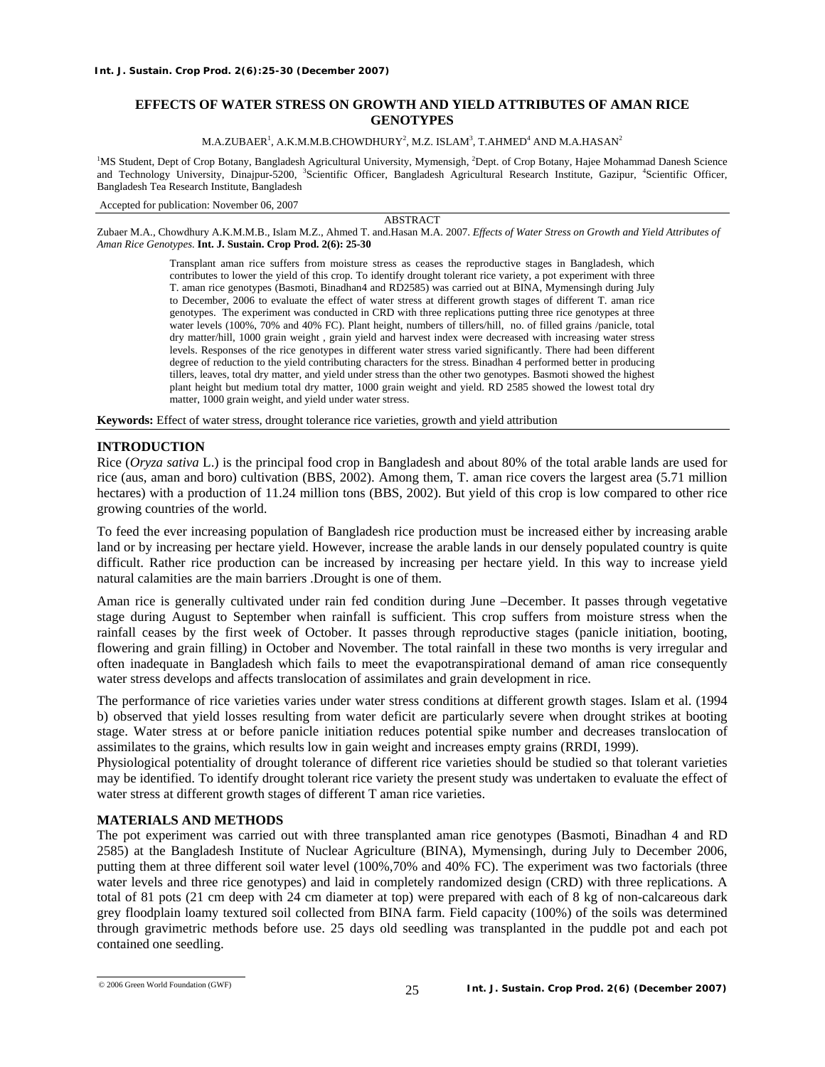# EFFECTS OF WATER STRESS ON GROWTH AND YIELD ATTRIBUTES OF AMAN RICE GENOTYPES

M.A.ZUBAER[1], A.K.M.M.B.CHOWDHURY[2], M.Z. ISLAM[3], T.AHMED[4] AND M.A.HASAN[2]

[1]MS Student, Dept of Crop Botany, Bangladesh Agricultural University, Mymensigh, [2]Dept. of Crop Botany, Hajee Mohammad Danesh Science and Technology University, Dinajpur-5200, [3]Scientific Officer, Bangladesh Agricultural Research Institute, Gazipur, [4]Scientific Officer, Bangladesh Tea Research Institute, Bangladesh

Accepted for publication: November 06, 2007

## ABSTRACT

Zubaer M.A., Chowdhury A.K.M.M.B., Islam M.Z., Ahmed T. and.Hasan M.A. 2007. *Effects of Water Stress on Growth and Yield Attributes of Aman Rice Genotypes.* **Int. J. Sustain. Crop Prod. 2(6): 25-30**

Transplant aman rice suffers from moisture stress as ceases the reproductive stages in Bangladesh, which contributes to lower the yield of this crop. To identify drought tolerant rice variety, a pot experiment with three T. aman rice genotypes (Basmoti, Binadhan4 and RD2585) was carried out at BINA, Mymensingh during July to December, 2006 to evaluate the effect of water stress at different growth stages of different T. aman rice genotypes. The experiment was conducted in CRD with three replications putting three rice genotypes at three water levels (100%, 70% and 40% FC). Plant height, numbers of tillers/hill, no. of filled grains /panicle, total dry matter/hill, 1000 grain weight , grain yield and harvest index were decreased with increasing water stress levels. Responses of the rice genotypes in different water stress varied significantly. There had been different degree of reduction to the yield contributing characters for the stress. Binadhan 4 performed better in producing tillers, leaves, total dry matter, and yield under stress than the other two genotypes. Basmoti showed the highest plant height but medium total dry matter, 1000 grain weight and yield. RD 2585 showed the lowest total dry matter, 1000 grain weight, and yield under water stress.

**Keywords:** Effect of water stress, drought tolerance rice varieties, growth and yield attribution

## INTRODUCTION

Rice (*Oryza sativa* L.) is the principal food crop in Bangladesh and about 80% of the total arable lands are used for rice (aus, aman and boro) cultivation (BBS, 2002). Among them, T. aman rice covers the largest area (5.71 million hectares) with a production of 11.24 million tons (BBS, 2002). But yield of this crop is low compared to other rice growing countries of the world.

To feed the ever increasing population of Bangladesh rice production must be increased either by increasing arable land or by increasing per hectare yield. However, increase the arable lands in our densely populated country is quite difficult. Rather rice production can be increased by increasing per hectare yield. In this way to increase yield natural calamities are the main barriers .Drought is one of them.

Aman rice is generally cultivated under rain fed condition during June –December. It passes through vegetative stage during August to September when rainfall is sufficient. This crop suffers from moisture stress when the rainfall ceases by the first week of October. It passes through reproductive stages (panicle initiation, booting, flowering and grain filling) in October and November. The total rainfall in these two months is very irregular and often inadequate in Bangladesh which fails to meet the evapotranspirational demand of aman rice consequently water stress develops and affects translocation of assimilates and grain development in rice.

The performance of rice varieties varies under water stress conditions at different growth stages. Islam et al. (1994 b) observed that yield losses resulting from water deficit are particularly severe when drought strikes at booting stage. Water stress at or before panicle initiation reduces potential spike number and decreases translocation of assimilates to the grains, which results low in gain weight and increases empty grains (RRDI, 1999).

Physiological potentiality of drought tolerance of different rice varieties should be studied so that tolerant varieties may be identified. To identify drought tolerant rice variety the present study was undertaken to evaluate the effect of water stress at different growth stages of different T aman rice varieties.

## MATERIALS AND METHODS

The pot experiment was carried out with three transplanted aman rice genotypes (Basmoti, Binadhan 4 and RD 2585) at the Bangladesh Institute of Nuclear Agriculture (BINA), Mymensingh, during July to December 2006, putting them at three different soil water level (100%,70% and 40% FC). The experiment was two factorials (three water levels and three rice genotypes) and laid in completely randomized design (CRD) with three replications. A total of 81 pots (21 cm deep with 24 cm diameter at top) were prepared with each of 8 kg of non-calcareous dark grey floodplain loamy textured soil collected from BINA farm. Field capacity (100%) of the soils was determined through gravimetric methods before use. 25 days old seedling was transplanted in the puddle pot and each pot contained one seedling.

© 2006 Green World Foundation (GWF)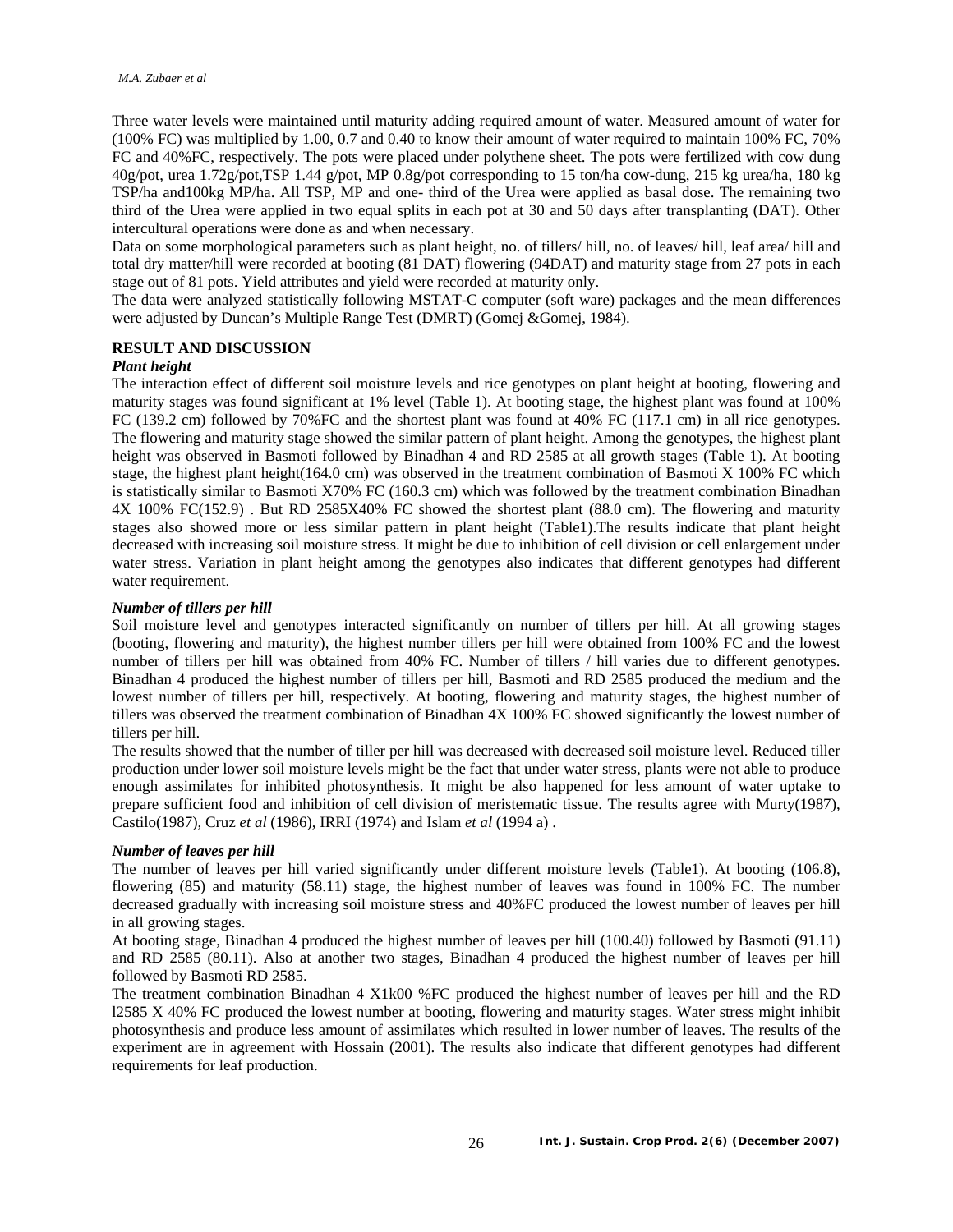Three water levels were maintained until maturity adding required amount of water. Measured amount of water for (100% FC) was multiplied by 1.00, 0.7 and 0.40 to know their amount of water required to maintain 100% FC, 70% FC and 40%FC, respectively. The pots were placed under polythene sheet. The pots were fertilized with cow dung 40g/pot, urea 1.72g/pot,TSP 1.44 g/pot, MP 0.8g/pot corresponding to 15 ton/ha cow-dung, 215 kg urea/ha, 180 kg TSP/ha and100kg MP/ha. All TSP, MP and one- third of the Urea were applied as basal dose. The remaining two third of the Urea were applied in two equal splits in each pot at 30 and 50 days after transplanting (DAT). Other intercultural operations were done as and when necessary.

Data on some morphological parameters such as plant height, no. of tillers/ hill, no. of leaves/ hill, leaf area/ hill and total dry matter/hill were recorded at booting (81 DAT) flowering (94DAT) and maturity stage from 27 pots in each stage out of 81 pots. Yield attributes and yield were recorded at maturity only.

The data were analyzed statistically following MSTAT-C computer (soft ware) packages and the mean differences were adjusted by Duncan's Multiple Range Test (DMRT) (Gomej &Gomej, 1984).

## RESULT AND DISCUSSION

### *Plant height*

The interaction effect of different soil moisture levels and rice genotypes on plant height at booting, flowering and maturity stages was found significant at 1% level (Table 1). At booting stage, the highest plant was found at 100% FC (139.2 cm) followed by 70%FC and the shortest plant was found at 40% FC (117.1 cm) in all rice genotypes. The flowering and maturity stage showed the similar pattern of plant height. Among the genotypes, the highest plant height was observed in Basmoti followed by Binadhan 4 and RD 2585 at all growth stages (Table 1). At booting stage, the highest plant height(164.0 cm) was observed in the treatment combination of Basmoti X 100% FC which is statistically similar to Basmoti X70% FC (160.3 cm) which was followed by the treatment combination Binadhan 4X 100% FC(152.9) . But RD 2585X40% FC showed the shortest plant (88.0 cm). The flowering and maturity stages also showed more or less similar pattern in plant height (Table1).The results indicate that plant height decreased with increasing soil moisture stress. It might be due to inhibition of cell division or cell enlargement under water stress. Variation in plant height among the genotypes also indicates that different genotypes had different water requirement.

### *Number of tillers per hill*

Soil moisture level and genotypes interacted significantly on number of tillers per hill. At all growing stages (booting, flowering and maturity), the highest number tillers per hill were obtained from 100% FC and the lowest number of tillers per hill was obtained from 40% FC. Number of tillers / hill varies due to different genotypes. Binadhan 4 produced the highest number of tillers per hill, Basmoti and RD 2585 produced the medium and the lowest number of tillers per hill, respectively. At booting, flowering and maturity stages, the highest number of tillers was observed the treatment combination of Binadhan 4X 100% FC showed significantly the lowest number of tillers per hill.

The results showed that the number of tiller per hill was decreased with decreased soil moisture level. Reduced tiller production under lower soil moisture levels might be the fact that under water stress, plants were not able to produce enough assimilates for inhibited photosynthesis. It might be also happened for less amount of water uptake to prepare sufficient food and inhibition of cell division of meristematic tissue. The results agree with Murty(1987), Castilo(1987), Cruz *et al* (1986), IRRI (1974) and Islam *et al* (1994 a) .

### *Number of leaves per hill*

The number of leaves per hill varied significantly under different moisture levels (Table1). At booting (106.8), flowering (85) and maturity (58.11) stage, the highest number of leaves was found in 100% FC. The number decreased gradually with increasing soil moisture stress and 40%FC produced the lowest number of leaves per hill in all growing stages.

At booting stage, Binadhan 4 produced the highest number of leaves per hill (100.40) followed by Basmoti (91.11) and RD 2585 (80.11). Also at another two stages, Binadhan 4 produced the highest number of leaves per hill followed by Basmoti RD 2585.

The treatment combination Binadhan 4 X1k00 %FC produced the highest number of leaves per hill and the RD l2585 X 40% FC produced the lowest number at booting, flowering and maturity stages. Water stress might inhibit photosynthesis and produce less amount of assimilates which resulted in lower number of leaves. The results of the experiment are in agreement with Hossain (2001). The results also indicate that different genotypes had different requirements for leaf production.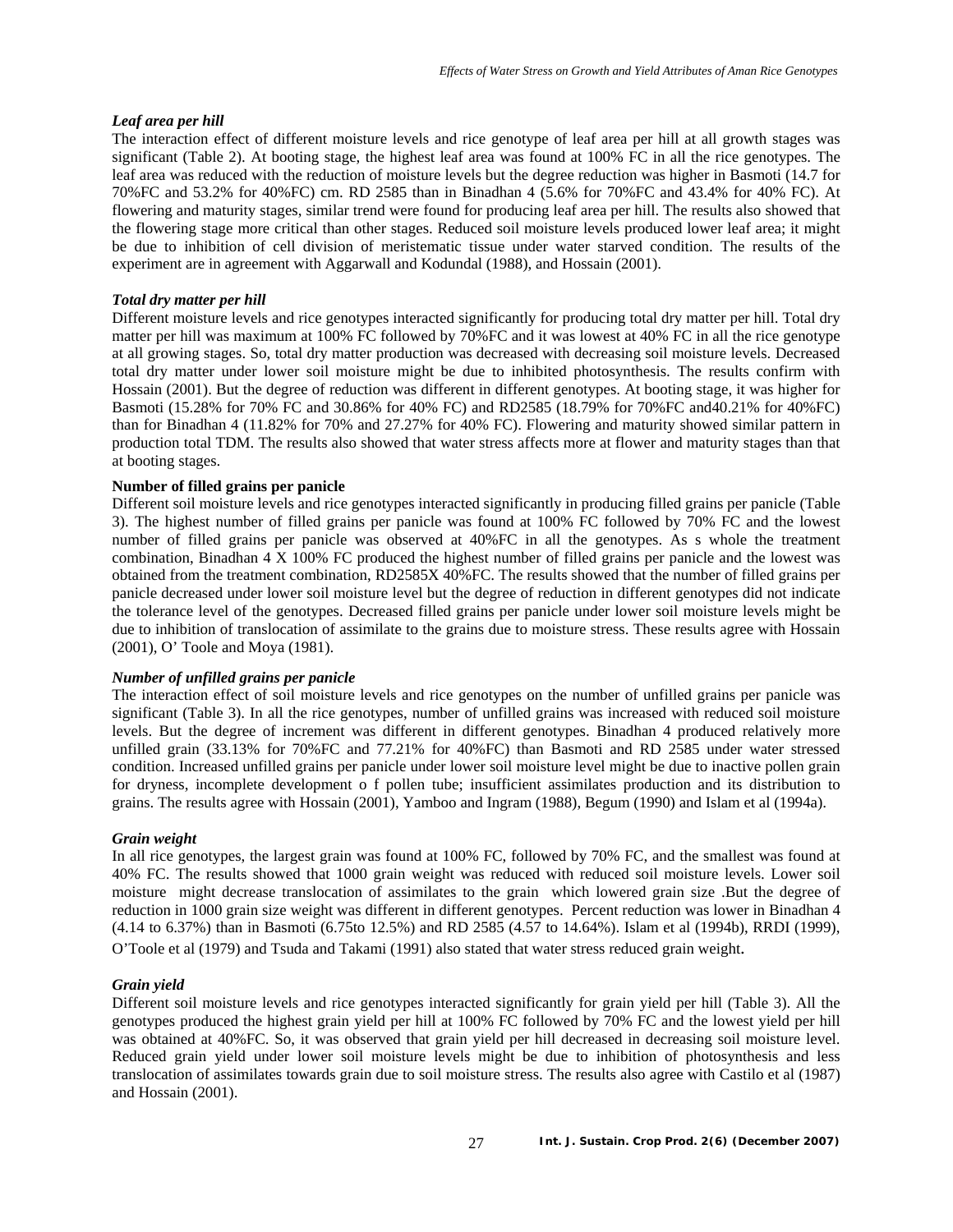### *Leaf area per hill*

The interaction effect of different moisture levels and rice genotype of leaf area per hill at all growth stages was significant (Table 2). At booting stage, the highest leaf area was found at 100% FC in all the rice genotypes. The leaf area was reduced with the reduction of moisture levels but the degree reduction was higher in Basmoti (14.7 for 70%FC and 53.2% for 40%FC) cm. RD 2585 than in Binadhan 4 (5.6% for 70%FC and 43.4% for 40% FC). At flowering and maturity stages, similar trend were found for producing leaf area per hill. The results also showed that the flowering stage more critical than other stages. Reduced soil moisture levels produced lower leaf area; it might be due to inhibition of cell division of meristematic tissue under water starved condition. The results of the experiment are in agreement with Aggarwall and Kodundal (1988), and Hossain (2001).

### *Total dry matter per hill*

Different moisture levels and rice genotypes interacted significantly for producing total dry matter per hill. Total dry matter per hill was maximum at 100% FC followed by 70%FC and it was lowest at 40% FC in all the rice genotype at all growing stages. So, total dry matter production was decreased with decreasing soil moisture levels. Decreased total dry matter under lower soil moisture might be due to inhibited photosynthesis. The results confirm with Hossain (2001). But the degree of reduction was different in different genotypes. At booting stage, it was higher for Basmoti (15.28% for 70% FC and 30.86% for 40% FC) and RD2585 (18.79% for 70%FC and40.21% for 40%FC) than for Binadhan 4 (11.82% for 70% and 27.27% for 40% FC). Flowering and maturity showed similar pattern in production total TDM. The results also showed that water stress affects more at flower and maturity stages than that at booting stages.

### **Number of filled grains per panicle**

Different soil moisture levels and rice genotypes interacted significantly in producing filled grains per panicle (Table 3). The highest number of filled grains per panicle was found at 100% FC followed by 70% FC and the lowest number of filled grains per panicle was observed at 40%FC in all the genotypes. As s whole the treatment combination, Binadhan 4 X 100% FC produced the highest number of filled grains per panicle and the lowest was obtained from the treatment combination, RD2585X 40%FC. The results showed that the number of filled grains per panicle decreased under lower soil moisture level but the degree of reduction in different genotypes did not indicate the tolerance level of the genotypes. Decreased filled grains per panicle under lower soil moisture levels might be due to inhibition of translocation of assimilate to the grains due to moisture stress. These results agree with Hossain (2001), O' Toole and Moya (1981).

### *Number of unfilled grains per panicle*

The interaction effect of soil moisture levels and rice genotypes on the number of unfilled grains per panicle was significant (Table 3). In all the rice genotypes, number of unfilled grains was increased with reduced soil moisture levels. But the degree of increment was different in different genotypes. Binadhan 4 produced relatively more unfilled grain (33.13% for 70%FC and 77.21% for 40%FC) than Basmoti and RD 2585 under water stressed condition. Increased unfilled grains per panicle under lower soil moisture level might be due to inactive pollen grain for dryness, incomplete development o f pollen tube; insufficient assimilates production and its distribution to grains. The results agree with Hossain (2001), Yamboo and Ingram (1988), Begum (1990) and Islam et al (1994a).

### *Grain weight*

In all rice genotypes, the largest grain was found at 100% FC, followed by 70% FC, and the smallest was found at 40% FC. The results showed that 1000 grain weight was reduced with reduced soil moisture levels. Lower soil moisture might decrease translocation of assimilates to the grain which lowered grain size .But the degree of reduction in 1000 grain size weight was different in different genotypes. Percent reduction was lower in Binadhan 4 (4.14 to 6.37%) than in Basmoti (6.75to 12.5%) and RD 2585 (4.57 to 14.64%). Islam et al (1994b), RRDI (1999), O'Toole et al (1979) and Tsuda and Takami (1991) also stated that water stress reduced grain weight.

### *Grain yield*

Different soil moisture levels and rice genotypes interacted significantly for grain yield per hill (Table 3). All the genotypes produced the highest grain yield per hill at 100% FC followed by 70% FC and the lowest yield per hill was obtained at 40%FC. So, it was observed that grain yield per hill decreased in decreasing soil moisture level. Reduced grain yield under lower soil moisture levels might be due to inhibition of photosynthesis and less translocation of assimilates towards grain due to soil moisture stress. The results also agree with Castilo et al (1987) and Hossain (2001).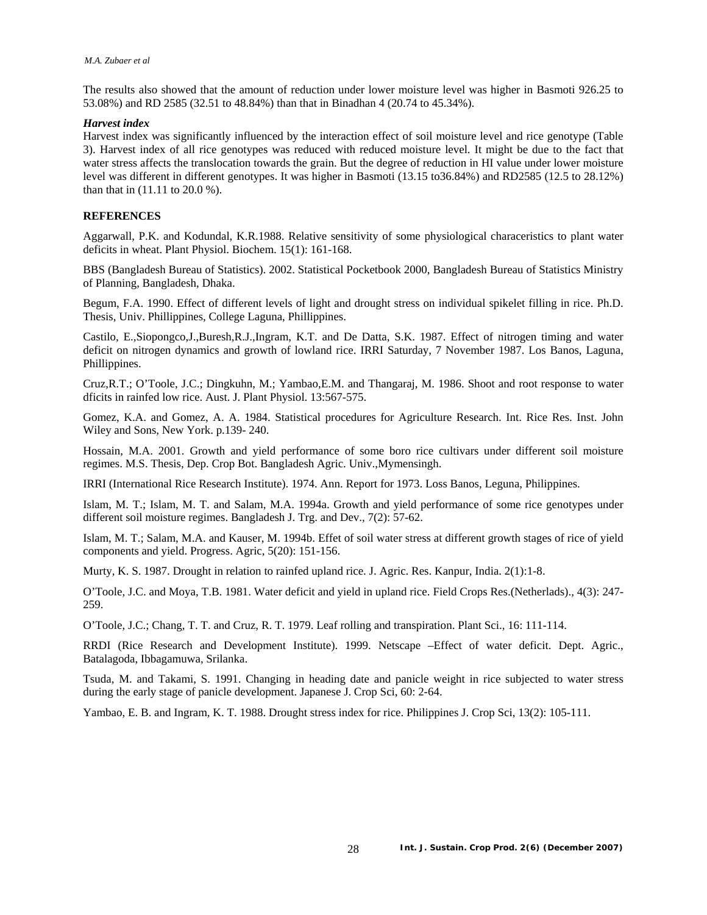The results also showed that the amount of reduction under lower moisture level was higher in Basmoti 926.25 to 53.08%) and RD 2585 (32.51 to 48.84%) than that in Binadhan 4 (20.74 to 45.34%).

***Harvest index***

Harvest index was significantly influenced by the interaction effect of soil moisture level and rice genotype (Table 3). Harvest index of all rice genotypes was reduced with reduced moisture level. It might be due to the fact that water stress affects the translocation towards the grain. But the degree of reduction in HI value under lower moisture level was different in different genotypes. It was higher in Basmoti (13.15 to36.84%) and RD2585 (12.5 to 28.12%) than that in (11.11 to 20.0 %).

**REFERENCES**

Aggarwall, P.K. and Kodundal, K.R.1988. Relative sensitivity of some physiological characeristics to plant water deficits in wheat. Plant Physiol. Biochem. 15(1): 161-168.

BBS (Bangladesh Bureau of Statistics). 2002. Statistical Pocketbook 2000, Bangladesh Bureau of Statistics Ministry of Planning, Bangladesh, Dhaka.

Begum, F.A. 1990. Effect of different levels of light and drought stress on individual spikelet filling in rice. Ph.D. Thesis, Univ. Phillippines, College Laguna, Phillippines.

Castilo, E.,Siopongco,J.,Buresh,R.J.,Ingram, K.T. and De Datta, S.K. 1987. Effect of nitrogen timing and water deficit on nitrogen dynamics and growth of lowland rice. IRRI Saturday, 7 November 1987. Los Banos, Laguna, Phillippines.

Cruz,R.T.; O'Toole, J.C.; Dingkuhn, M.; Yambao,E.M. and Thangaraj, M. 1986. Shoot and root response to water dficits in rainfed low rice. Aust. J. Plant Physiol. 13:567-575.

Gomez, K.A. and Gomez, A. A. 1984. Statistical procedures for Agriculture Research. Int. Rice Res. Inst. John Wiley and Sons, New York. p.139- 240.

Hossain, M.A. 2001. Growth and yield performance of some boro rice cultivars under different soil moisture regimes. M.S. Thesis, Dep. Crop Bot. Bangladesh Agric. Univ.,Mymensingh.

IRRI (International Rice Research Institute). 1974. Ann. Report for 1973. Loss Banos, Leguna, Philippines.

Islam, M. T.; Islam, M. T. and Salam, M.A. 1994a. Growth and yield performance of some rice genotypes under different soil moisture regimes. Bangladesh J. Trg. and Dev., 7(2): 57-62.

Islam, M. T.; Salam, M.A. and Kauser, M. 1994b. Effet of soil water stress at different growth stages of rice of yield components and yield. Progress. Agric, 5(20): 151-156.

Murty, K. S. 1987. Drought in relation to rainfed upland rice. J. Agric. Res. Kanpur, India. 2(1):1-8.

O'Toole, J.C. and Moya, T.B. 1981. Water deficit and yield in upland rice. Field Crops Res.(Netherlads)., 4(3): 247-259.

O'Toole, J.C.; Chang, T. T. and Cruz, R. T. 1979. Leaf rolling and transpiration. Plant Sci., 16: 111-114.

RRDI (Rice Research and Development Institute). 1999. Netscape –Effect of water deficit. Dept. Agric., Batalagoda, Ibbagamuwa, Srilanka.

Tsuda, M. and Takami, S. 1991. Changing in heading date and panicle weight in rice subjected to water stress during the early stage of panicle development. Japanese J. Crop Sci, 60: 2-64.

Yambao, E. B. and Ingram, K. T. 1988. Drought stress index for rice. Philippines J. Crop Sci, 13(2): 105-111.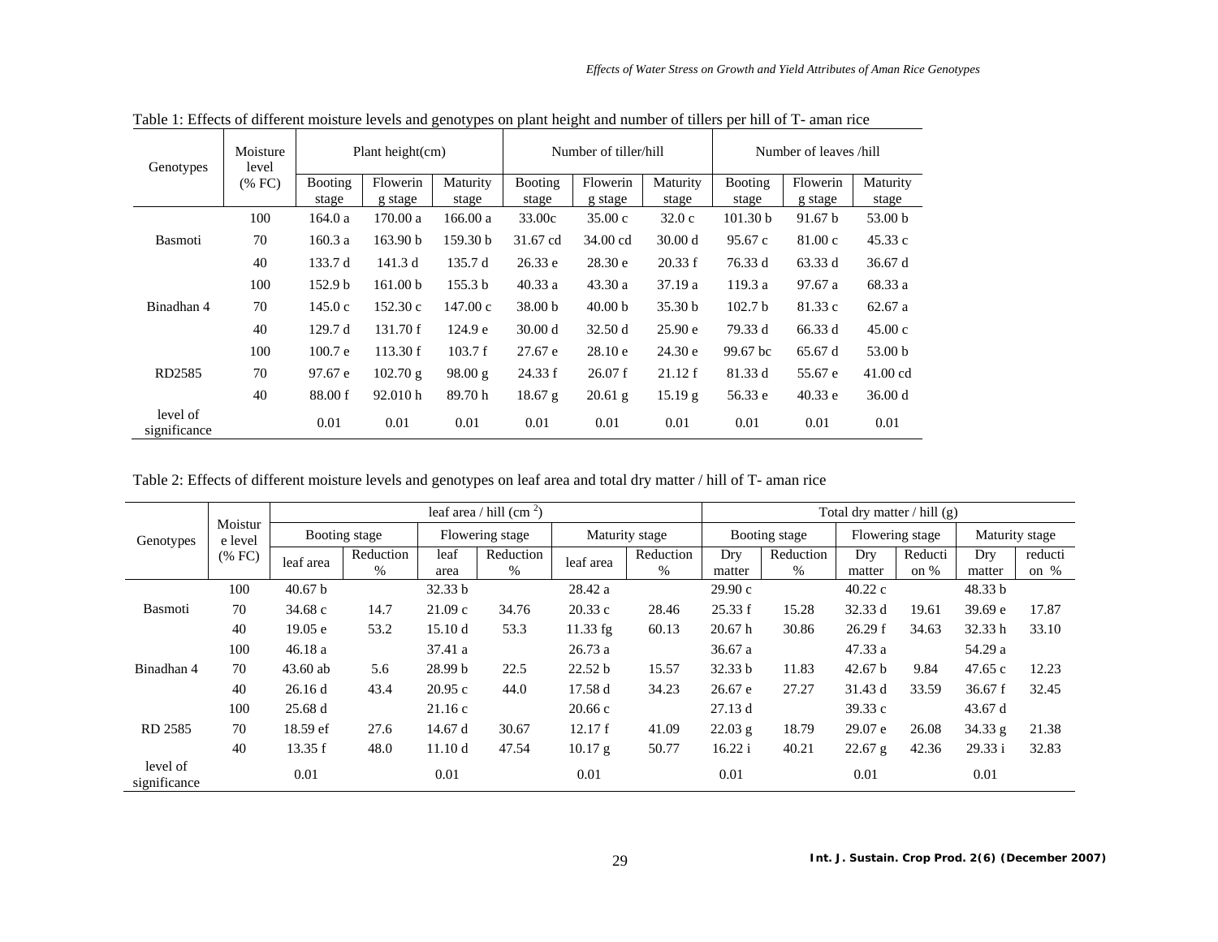Table 1: Effects of different moisture levels and genotypes on plant height and number of tillers per hill of T- aman rice

| Genotypes | Moisture level (% FC) | Plant height(cm) | | | Number of tiller/hill | | | Number of leaves /hill | | |
|---|---|---|---|---|---|---|---|---|---|---|
| | | Booting stage | Flowering stage | Maturity stage | Booting stage | Flowering stage | Maturity stage | Booting stage | Flowering stage | Maturity stage |
| Basmoti | 100 | 164.0 a | 170.00 a | 166.00 a | 33.00c | 35.00 c | 32.0 c | 101.30 b | 91.67 b | 53.00 b |
| | 70 | 160.3 a | 163.90 b | 159.30 b | 31.67 cd | 34.00 cd | 30.00 d | 95.67 c | 81.00 c | 45.33 c |
| | 40 | 133.7 d | 141.3 d | 135.7 d | 26.33 e | 28.30 e | 20.33 f | 76.33 d | 63.33 d | 36.67 d |
| Binadhan 4 | 100 | 152.9 b | 161.00 b | 155.3 b | 40.33 a | 43.30 a | 37.19 a | 119.3 a | 97.67 a | 68.33 a |
| | 70 | 145.0 c | 152.30 c | 147.00 c | 38.00 b | 40.00 b | 35.30 b | 102.7 b | 81.33 c | 62.67 a |
| | 40 | 129.7 d | 131.70 f | 124.9 e | 30.00 d | 32.50 d | 25.90 e | 79.33 d | 66.33 d | 45.00 c |
| RD2585 | 100 | 100.7 e | 113.30 f | 103.7 f | 27.67 e | 28.10 e | 24.30 e | 99.67 bc | 65.67 d | 53.00 b |
| | 70 | 97.67 e | 102.70 g | 98.00 g | 24.33 f | 26.07 f | 21.12 f | 81.33 d | 55.67 e | 41.00 cd |
| | 40 | 88.00 f | 92.010 h | 89.70 h | 18.67 g | 20.61 g | 15.19 g | 56.33 e | 40.33 e | 36.00 d |
| level of significance | | 0.01 | 0.01 | 0.01 | 0.01 | 0.01 | 0.01 | 0.01 | 0.01 | 0.01 |

Table 2: Effects of different moisture levels and genotypes on leaf area and total dry matter / hill of T- aman rice

| Genotypes | Moisture level (% FC) | leaf area / hill ($cm^2$) | | | | | | Total dry matter / hill (g) | | | | | |
|---|---|---|---|---|---|---|---|---|---|---|---|---|---|
| | | Booting stage | | Flowering stage | | Maturity stage | | Booting stage | | Flowering stage | | Maturity stage | |
| | | leaf area | Reduction % | leaf area | Reduction % | leaf area | Reduction % | Dry matter | Reduction % | Dry matter | Reduction % | Dry matter | reduction % |
| Basmoti | 100 | 40.67 b | | 32.33 b | | 28.42 a | | 29.90 c | | 40.22 c | | 48.33 b | |
| | 70 | 34.68 c | 14.7 | 21.09 c | 34.76 | 20.33 c | 28.46 | 25.33 f | 15.28 | 32.33 d | 19.61 | 39.69 e | 17.87 |
| | 40 | 19.05 e | 53.2 | 15.10 d | 53.3 | 11.33 fg | 60.13 | 20.67 h | 30.86 | 26.29 f | 34.63 | 32.33 h | 33.10 |
| Binadhan 4 | 100 | 46.18 a | | 37.41 a | | 26.73 a | | 36.67 a | | 47.33 a | | 54.29 a | |
| | 70 | 43.60 ab | 5.6 | 28.99 b | 22.5 | 22.52 b | 15.57 | 32.33 b | 11.83 | 42.67 b | 9.84 | 47.65 c | 12.23 |
| | 40 | 26.16 d | 43.4 | 20.95 c | 44.0 | 17.58 d | 34.23 | 26.67 e | 27.27 | 31.43 d | 33.59 | 36.67 f | 32.45 |
| RD 2585 | 100 | 25.68 d | | 21.16 c | | 20.66 c | | 27.13 d | | 39.33 c | | 43.67 d | |
| | 70 | 18.59 ef | 27.6 | 14.67 d | 30.67 | 12.17 f | 41.09 | 22.03 g | 18.79 | 29.07 e | 26.08 | 34.33 g | 21.38 |
| | 40 | 13.35 f | 48.0 | 11.10 d | 47.54 | 10.17 g | 50.77 | 16.22 i | 40.21 | 22.67 g | 42.36 | 29.33 i | 32.83 |
| level of significance | | 0.01 | | 0.01 | | 0.01 | | 0.01 | | 0.01 | | 0.01 | |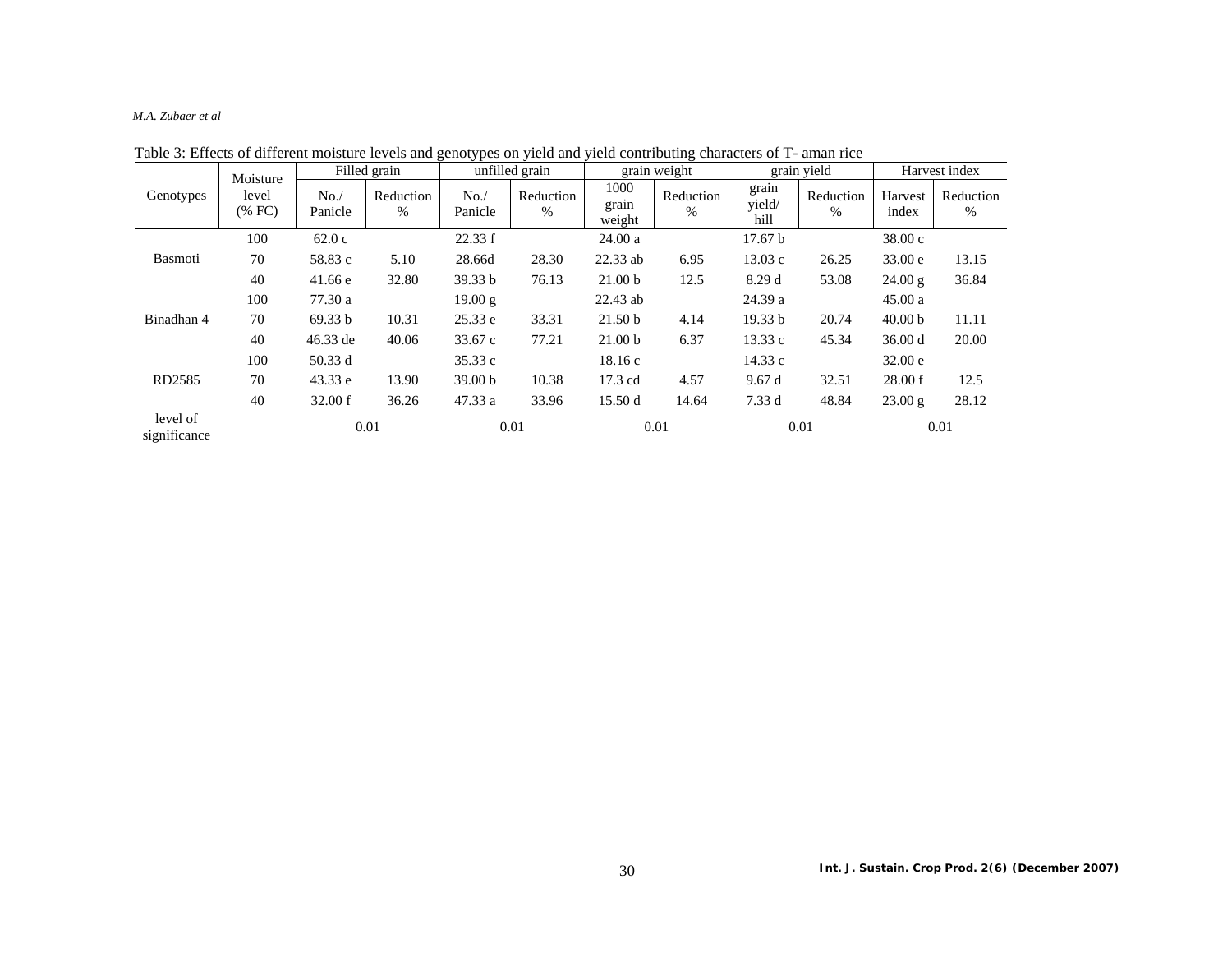Table 3: Effects of different moisture levels and genotypes on yield and yield contributing characters of T- aman rice

| Genotypes | Moisture level (% FC) | Filled grain | | unfilled grain | | grain weight | | grain yield | | Harvest index | |
|---|---|---|---|---|---|---|---|---|---|---|---|
| | | No./ Panicle | Reduction % | No./ Panicle | Reduction % | 1000 grain weight | Reduction % | grain yield/ hill | Reduction % | Harvest index | Reduction % |
| Basmoti | 100 | 62.0 c | | 22.33 f | | 24.00 a | | 17.67 b | | 38.00 c | |
| | 70 | 58.83 c | 5.10 | 28.66d | 28.30 | 22.33 ab | 6.95 | 13.03 c | 26.25 | 33.00 e | 13.15 |
| | 40 | 41.66 e | 32.80 | 39.33 b | 76.13 | 21.00 b | 12.5 | 8.29 d | 53.08 | 24.00 g | 36.84 |
| Binadhan 4 | 100 | 77.30 a | | 19.00 g | | 22.43 ab | | 24.39 a | | 45.00 a | |
| | 70 | 69.33 b | 10.31 | 25.33 e | 33.31 | 21.50 b | 4.14 | 19.33 b | 20.74 | 40.00 b | 11.11 |
| | 40 | 46.33 de | 40.06 | 33.67 c | 77.21 | 21.00 b | 6.37 | 13.33 c | 45.34 | 36.00 d | 20.00 |
| RD2585 | 100 | 50.33 d | | 35.33 c | | 18.16 c | | 14.33 c | | 32.00 e | |
| | 70 | 43.33 e | 13.90 | 39.00 b | 10.38 | 17.3 cd | 4.57 | 9.67 d | 32.51 | 28.00 f | 12.5 |
| | 40 | 32.00 f | 36.26 | 47.33 a | 33.96 | 15.50 d | 14.64 | 7.33 d | 48.84 | 23.00 g | 28.12 |
| level of significance | | 0.01 | | 0.01 | | 0.01 | | 0.01 | | 0.01 | |